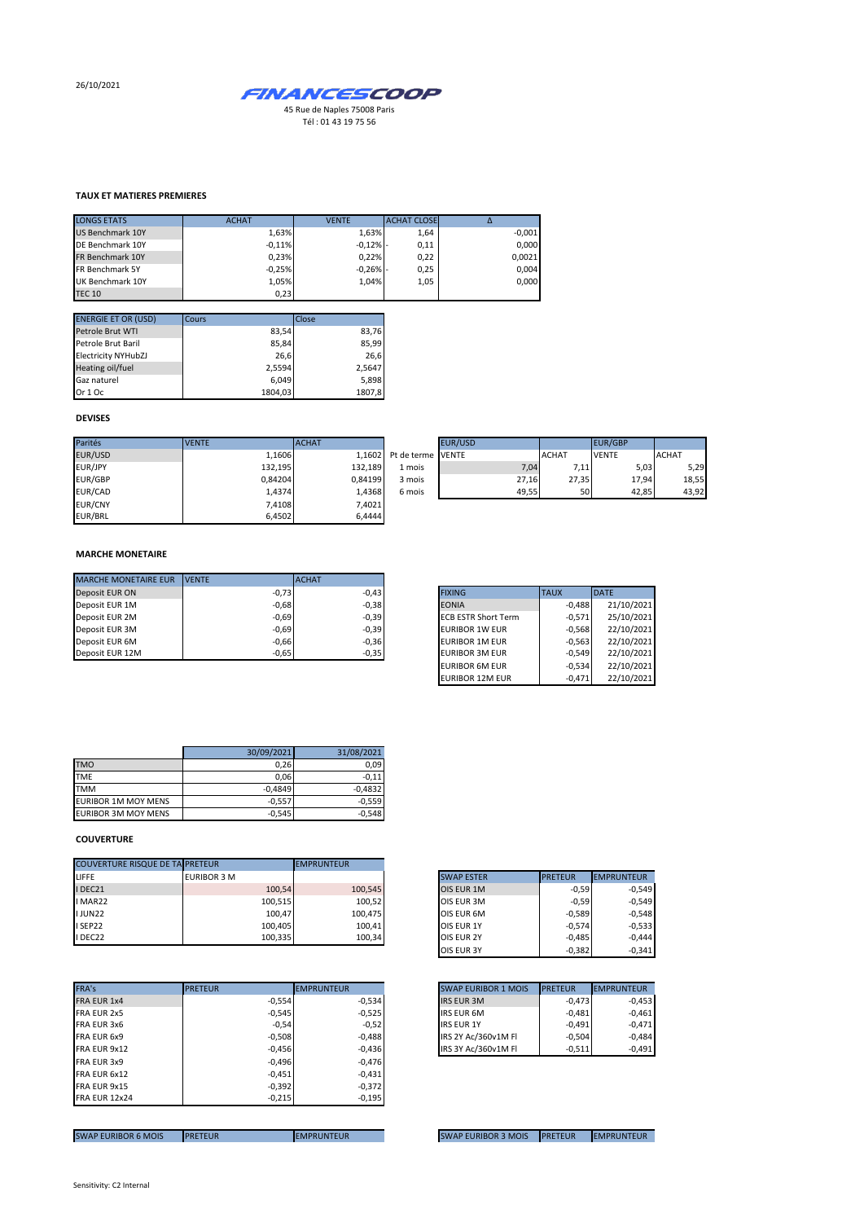26/10/2021

**FINANCESCOOP**

45 Rue de Naples 75008 Paris
Tél : 01 43 19 75 56

## TAUX ET MATIERES PREMIERES

| LONGS ETATS | ACHAT | VENTE | ACHAT CLOSE | Δ |
|---|---|---|---|---|
| US Benchmark 10Y | 1,63% | 1,63% | 1,64 | -0,001 |
| DE Benchmark 10Y | -0,11% | -0,12% - | 0,11 | 0,000 |
| FR Benchmark 10Y | 0,23% | 0,22% | 0,22 | 0,0021 |
| FR Benchmark 5Y | -0,25% | -0,26% - | 0,25 | 0,004 |
| UK Benchmark 10Y | 1,05% | 1,04% | 1,05 | 0,000 |
| TEC 10 | 0,23 | | | |

| ENERGIE ET OR (USD) | Cours | Close |
|---|---|---|
| Petrole Brut WTI | 83,54 | 83,76 |
| Petrole Brut Baril | 85,84 | 85,99 |
| Electricity NYHubZJ | 26,6 | 26,6 |
| Heating oil/fuel | 2,5594 | 2,5647 |
| Gaz naturel | 6,049 | 5,898 |
| Or 1 Oc | 1804,03 | 1807,8 |

## DEVISES

| Parités | VENTE | ACHAT |
|---|---|---|
| EUR/USD | 1,1606 | 1,1602 |
| EUR/JPY | 132,195 | 132,189 |
| EUR/GBP | 0,84204 | 0,84199 |
| EUR/CAD | 1,4374 | 1,4368 |
| EUR/CNY | 7,4108 | 7,4021 |
| EUR/BRL | 6,4502 | 6,4444 |

| Pt de terme | EUR/USD VENTE | EUR/USD ACHAT | EUR/GBP VENTE | EUR/GBP ACHAT |
|---|---|---|---|---|
| 1 mois | 7,04 | 7,11 | 5,03 | 5,29 |
| 3 mois | 27,16 | 27,35 | 17,94 | 18,55 |
| 6 mois | 49,55 | 50 | 42,85 | 43,92 |

## MARCHE MONETAIRE

| MARCHE MONETAIRE EUR | VENTE | ACHAT |
|---|---|---|
| Deposit EUR ON | -0,73 | -0,43 |
| Deposit EUR 1M | -0,68 | -0,38 |
| Deposit EUR 2M | -0,69 | -0,39 |
| Deposit EUR 3M | -0,69 | -0,39 |
| Deposit EUR 6M | -0,66 | -0,36 |
| Deposit EUR 12M | -0,65 | -0,35 |

| FIXING | TAUX | DATE |
|---|---|---|
| EONIA | -0,488 | 21/10/2021 |
| ECB ESTR Short Term | -0,571 | 25/10/2021 |
| EURIBOR 1W EUR | -0,568 | 22/10/2021 |
| EURIBOR 1M EUR | -0,563 | 22/10/2021 |
| EURIBOR 3M EUR | -0,549 | 22/10/2021 |
| EURIBOR 6M EUR | -0,534 | 22/10/2021 |
| EURIBOR 12M EUR | -0,471 | 22/10/2021 |

| | 30/09/2021 | 31/08/2021 |
|---|---|---|
| TMO | 0,26 | 0,09 |
| TME | 0,06 | -0,11 |
| TMM | -0,4849 | -0,4832 |
| EURIBOR 1M MOY MENS | -0,557 | -0,559 |
| EURIBOR 3M MOY MENS | -0,545 | -0,548 |

## COUVERTURE

| COUVERTURE RISQUE DE TAUX | PRETEUR | EMPRUNTEUR |
|---|---|---|
| LIFFE | EURIBOR 3 M | |
| I DEC21 | 100,54 | 100,545 |
| I MAR22 | 100,515 | 100,52 |
| I JUN22 | 100,47 | 100,475 |
| I SEP22 | 100,405 | 100,41 |
| I DEC22 | 100,335 | 100,34 |

| SWAP ESTER | PRETEUR | EMPRUNTEUR |
|---|---|---|
| OIS EUR 1M | -0,59 | -0,549 |
| OIS EUR 3M | -0,59 | -0,549 |
| OIS EUR 6M | -0,589 | -0,548 |
| OIS EUR 1Y | -0,574 | -0,533 |
| OIS EUR 2Y | -0,485 | -0,444 |
| OIS EUR 3Y | -0,382 | -0,341 |

| FRA's | PRETEUR | EMPRUNTEUR |
|---|---|---|
| FRA EUR 1x4 | -0,554 | -0,534 |
| FRA EUR 2x5 | -0,545 | -0,525 |
| FRA EUR 3x6 | -0,54 | -0,52 |
| FRA EUR 6x9 | -0,508 | -0,488 |
| FRA EUR 9x12 | -0,456 | -0,436 |
| FRA EUR 3x9 | -0,496 | -0,476 |
| FRA EUR 6x12 | -0,451 | -0,431 |
| FRA EUR 9x15 | -0,392 | -0,372 |
| FRA EUR 12x24 | -0,215 | -0,195 |

| SWAP EURIBOR 1 MOIS | PRETEUR | EMPRUNTEUR |
|---|---|---|
| IRS EUR 3M | -0,473 | -0,453 |
| IRS EUR 6M | -0,481 | -0,461 |
| IRS EUR 1Y | -0,491 | -0,471 |
| IRS 2Y Ac/360v1M Fl | -0,504 | -0,484 |
| IRS 3Y Ac/360v1M Fl | -0,511 | -0,491 |

| SWAP EURIBOR 6 MOIS | PRETEUR | EMPRUNTEUR |
|---|---|---|

| SWAP EURIBOR 3 MOIS | PRETEUR | EMPRUNTEUR |
|---|---|---|

Sensitivity: C2 Internal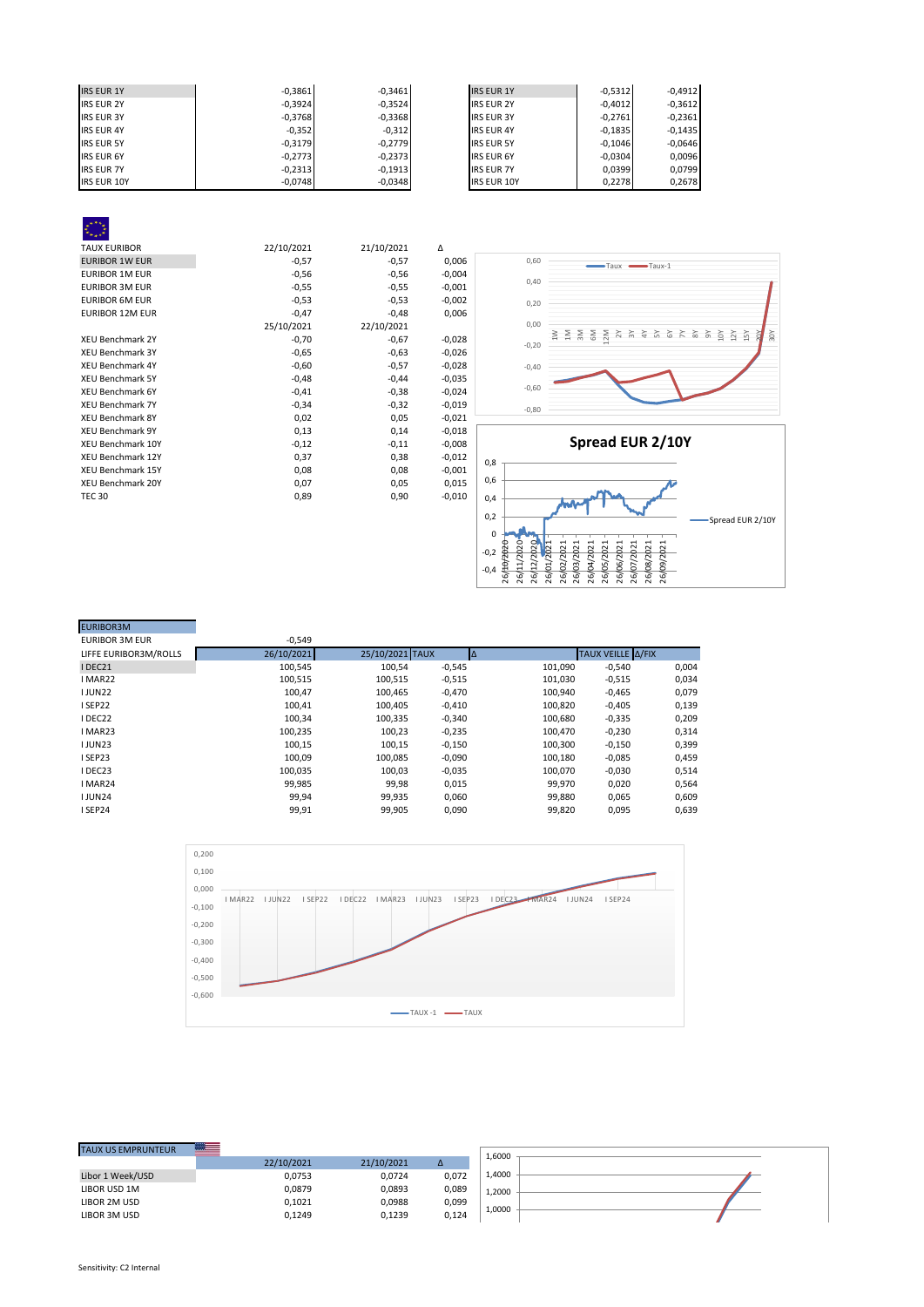| IRS EUR 1Y | -0,3861 | -0,3461 |
|---|---|---|
| IRS EUR 2Y | -0,3924 | -0,3524 |
| IRS EUR 3Y | -0,3768 | -0,3368 |
| IRS EUR 4Y | -0,352 | -0,312 |
| IRS EUR 5Y | -0,3179 | -0,2779 |
| IRS EUR 6Y | -0,2773 | -0,2373 |
| IRS EUR 7Y | -0,2313 | -0,1913 |
| IRS EUR 10Y | -0,0748 | -0,0348 |

| IRS EUR 1Y | -0,5312 | -0,4912 |
|---|---|---|
| IRS EUR 2Y | -0,4012 | -0,3612 |
| IRS EUR 3Y | -0,2761 | -0,2361 |
| IRS EUR 4Y | -0,1835 | -0,1435 |
| IRS EUR 5Y | -0,1046 | -0,0646 |
| IRS EUR 6Y | -0,0304 | 0,0096 |
| IRS EUR 7Y | 0,0399 | 0,0799 |
| IRS EUR 10Y | 0,2278 | 0,2678 |

| TAUX EURIBOR | 22/10/2021 | 21/10/2021 | Δ |
|---|---|---|---|
| EURIBOR 1W EUR | -0,57 | -0,57 | 0,006 |
| EURIBOR 1M EUR | -0,56 | -0,56 | -0,004 |
| EURIBOR 3M EUR | -0,55 | -0,55 | -0,001 |
| EURIBOR 6M EUR | -0,53 | -0,53 | -0,002 |
| EURIBOR 12M EUR | -0,47 | -0,48 | 0,006 |
| | 25/10/2021 | 22/10/2021 | |
| XEU Benchmark 2Y | -0,70 | -0,67 | -0,028 |
| XEU Benchmark 3Y | -0,65 | -0,63 | -0,026 |
| XEU Benchmark 4Y | -0,60 | -0,57 | -0,028 |
| XEU Benchmark 5Y | -0,48 | -0,44 | -0,035 |
| XEU Benchmark 6Y | -0,41 | -0,38 | -0,024 |
| XEU Benchmark 7Y | -0,34 | -0,32 | -0,019 |
| XEU Benchmark 8Y | 0,02 | 0,05 | -0,021 |
| XEU Benchmark 9Y | 0,13 | 0,14 | -0,018 |
| XEU Benchmark 10Y | -0,12 | -0,11 | -0,008 |
| XEU Benchmark 12Y | 0,37 | 0,38 | -0,012 |
| XEU Benchmark 15Y | 0,08 | 0,08 | -0,001 |
| XEU Benchmark 20Y | 0,07 | 0,05 | 0,015 |
| TEC 30 | 0,89 | 0,90 | -0,010 |

Spread EUR 2/10Y

| EURIBOR3M | | | | | | |
|---|---|---|---|---|---|---|
| EURIBOR 3M EUR | -0,549 | | | | | |
| LIFFE EURIBOR3M/ROLLS | 26/10/2021 | 25/10/2021 | TAUX | Δ | TAUX VEILLE | Δ/FIX |
| I DEC21 | 100,545 | 100,54 | -0,545 | 101,090 | -0,540 | 0,004 |
| I MAR22 | 100,515 | 100,515 | -0,515 | 101,030 | -0,515 | 0,034 |
| I JUN22 | 100,47 | 100,465 | -0,470 | 100,940 | -0,465 | 0,079 |
| I SEP22 | 100,41 | 100,405 | -0,410 | 100,820 | -0,405 | 0,139 |
| I DEC22 | 100,34 | 100,335 | -0,340 | 100,680 | -0,335 | 0,209 |
| I MAR23 | 100,235 | 100,23 | -0,235 | 100,470 | -0,230 | 0,314 |
| I JUN23 | 100,15 | 100,15 | -0,150 | 100,300 | -0,150 | 0,399 |
| I SEP23 | 100,09 | 100,085 | -0,090 | 100,180 | -0,085 | 0,459 |
| I DEC23 | 100,035 | 100,03 | -0,035 | 100,070 | -0,030 | 0,514 |
| I MAR24 | 99,985 | 99,98 | 0,015 | 99,970 | 0,020 | 0,564 |
| I JUN24 | 99,94 | 99,935 | 0,060 | 99,880 | 0,065 | 0,609 |
| I SEP24 | 99,91 | 99,905 | 0,090 | 99,820 | 0,095 | 0,639 |

| TAUX US EMPRUNTEUR | 22/10/2021 | 21/10/2021 | Δ |
|---|---|---|---|
| Libor 1 Week/USD | 0,0753 | 0,0724 | 0,072 |
| LIBOR USD 1M | 0,0879 | 0,0893 | 0,089 |
| LIBOR 2M USD | 0,1021 | 0,0988 | 0,099 |
| LIBOR 3M USD | 0,1249 | 0,1239 | 0,124 |

Sensitivity: C2 Internal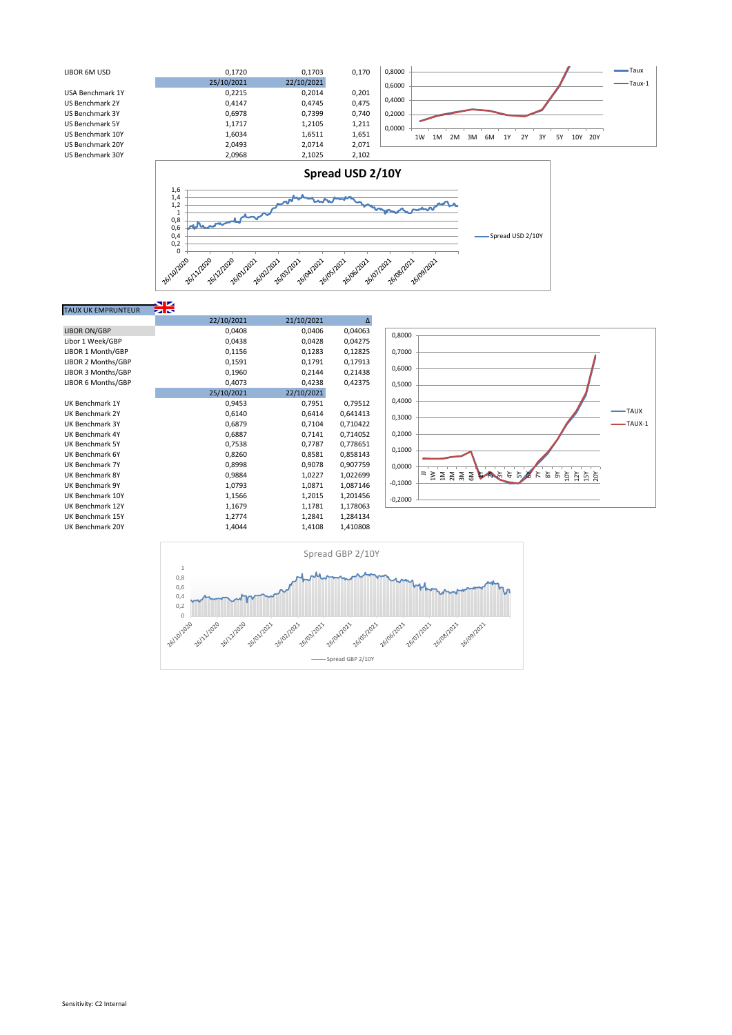| | | | |
|---|---|---|---|
| LIBOR 6M USD | 0,1720 | 0,1703 | 0,170 |
| | 25/10/2021 | 22/10/2021 | |
| USA Benchmark 1Y | 0,2215 | 0,2014 | 0,201 |
| US Benchmark 2Y | 0,4147 | 0,4745 | 0,475 |
| US Benchmark 3Y | 0,6978 | 0,7399 | 0,740 |
| US Benchmark 5Y | 1,1717 | 1,2105 | 1,211 |
| US Benchmark 10Y | 1,6034 | 1,6511 | 1,651 |
| US Benchmark 20Y | 2,0493 | 2,0714 | 2,071 |
| US Benchmark 30Y | 2,0968 | 2,1025 | 2,102 |

0,8000
0,6000
0,4000
0,2000
0,0000
1W 1M 2M 3M 6M 1Y 2Y 3Y 5Y 10Y 20Y
Taux
Taux-1

**Spread USD 2/10Y**

1,6
1,4
1,2
1
0,8
0,6
0,4
0,2
0
26/10/2020 26/11/2020 26/12/2020 26/01/2021 26/02/2021 26/03/2021 26/04/2021 26/05/2021 26/06/2021 26/07/2021 26/08/2021 26/09/2021
Spread USD 2/10Y

| TAUX UK EMPRUNTEUR | | | |
|---|---|---|---|
| | 22/10/2021 | 21/10/2021 | Δ |
| LIBOR ON/GBP | 0,0408 | 0,0406 | 0,04063 |
| Libor 1 Week/GBP | 0,0438 | 0,0428 | 0,04275 |
| LIBOR 1 Month/GBP | 0,1156 | 0,1283 | 0,12825 |
| LIBOR 2 Months/GBP | 0,1591 | 0,1791 | 0,17913 |
| LIBOR 3 Months/GBP | 0,1960 | 0,2144 | 0,21438 |
| LIBOR 6 Months/GBP | 0,4073 | 0,4238 | 0,42375 |
| | 25/10/2021 | 22/10/2021 | |
| UK Benchmark 1Y | 0,9453 | 0,7951 | 0,79512 |
| UK Benchmark 2Y | 0,6140 | 0,6414 | 0,641413 |
| UK Benchmark 3Y | 0,6879 | 0,7104 | 0,710422 |
| UK Benchmark 4Y | 0,6887 | 0,7141 | 0,714052 |
| UK Benchmark 5Y | 0,7538 | 0,7787 | 0,778651 |
| UK Benchmark 6Y | 0,8260 | 0,8581 | 0,858143 |
| UK Benchmark 7Y | 0,8998 | 0,9078 | 0,907759 |
| UK Benchmark 8Y | 0,9884 | 1,0227 | 1,022699 |
| UK Benchmark 9Y | 1,0793 | 1,0871 | 1,087146 |
| UK Benchmark 10Y | 1,1566 | 1,2015 | 1,201456 |
| UK Benchmark 12Y | 1,1679 | 1,1781 | 1,178063 |
| UK Benchmark 15Y | 1,2774 | 1,2841 | 1,284134 |
| UK Benchmark 20Y | 1,4044 | 1,4108 | 1,410808 |

0,8000
0,7000
0,6000
0,5000
0,4000
0,3000
0,2000
0,1000
0,0000
-0,1000
-0,2000
JJ 1W 1M 2M 3M 6M 1Y 2Y 3Y 4Y 5Y 6Y 7Y 8Y 9Y 10Y 12Y 15Y 20Y
TAUX
TAUX-1

Spread GBP 2/10Y

1
0,8
0,6
0,4
0,2
0
26/10/2020 26/11/2020 26/12/2020 26/01/2021 26/02/2021 26/03/2021 26/04/2021 26/05/2021 26/06/2021 26/07/2021 26/08/2021 26/09/2021
Spread GBP 2/10Y

Sensitivity: C2 Internal